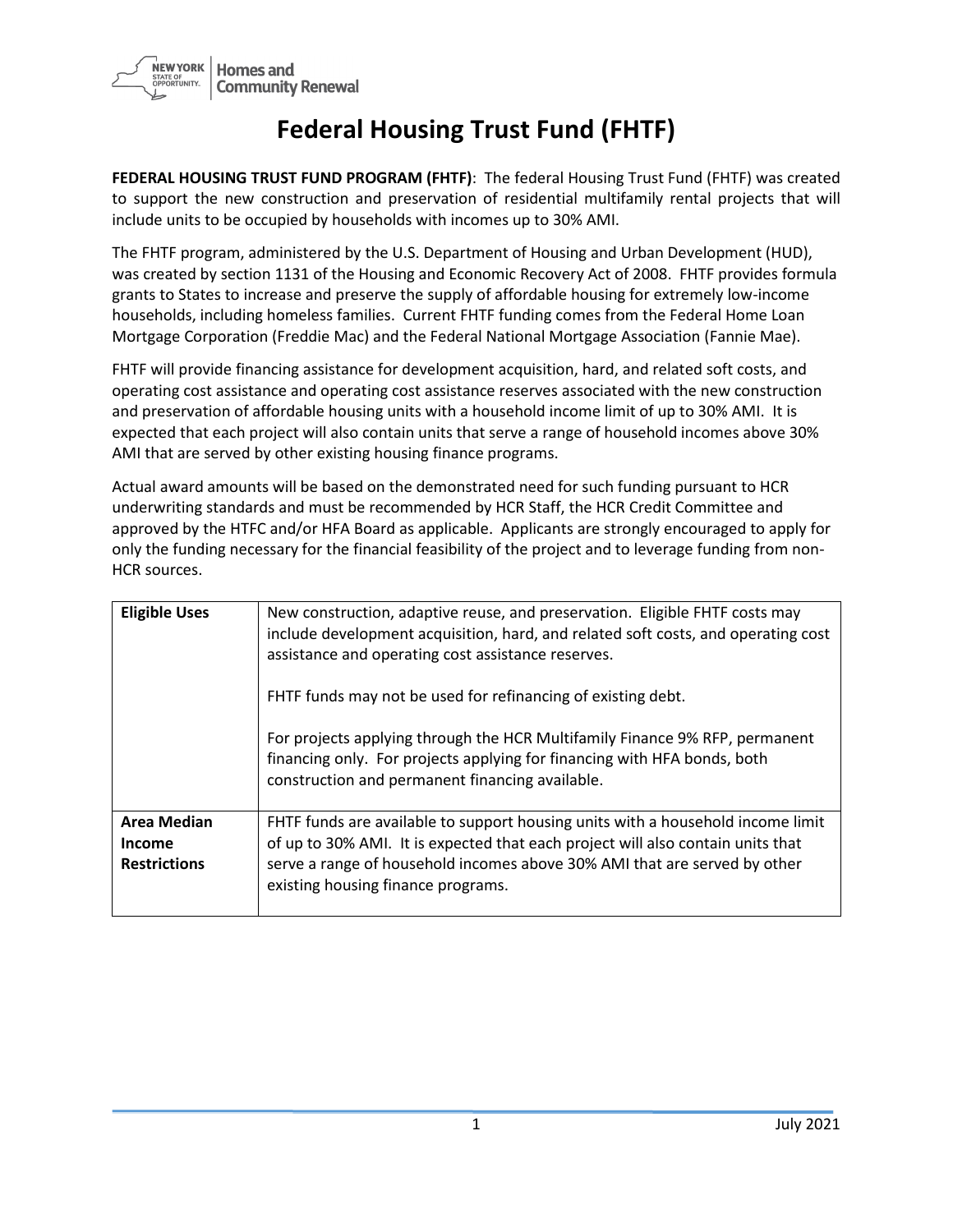# Federal Housing Trust Fund (FHTF)

**FEDERAL HOUSING TRUST FUND PROGRAM (FHTF)**: The federal Housing Trust Fund (FHTF) was created to support the new construction and preservation of residential multifamily rental projects that will include units to be occupied by households with incomes up to 30% AMI.

The FHTF program, administered by the U.S. Department of Housing and Urban Development (HUD), was created by section 1131 of the Housing and Economic Recovery Act of 2008. FHTF provides formula grants to States to increase and preserve the supply of affordable housing for extremely low-income households, including homeless families. Current FHTF funding comes from the Federal Home Loan Mortgage Corporation (Freddie Mac) and the Federal National Mortgage Association (Fannie Mae).

FHTF will provide financing assistance for development acquisition, hard, and related soft costs, and operating cost assistance and operating cost assistance reserves associated with the new construction and preservation of affordable housing units with a household income limit of up to 30% AMI. It is expected that each project will also contain units that serve a range of household incomes above 30% AMI that are served by other existing housing finance programs.

Actual award amounts will be based on the demonstrated need for such funding pursuant to HCR underwriting standards and must be recommended by HCR Staff, the HCR Credit Committee and approved by the HTFC and/or HFA Board as applicable. Applicants are strongly encouraged to apply for only the funding necessary for the financial feasibility of the project and to leverage funding from non-HCR sources.

| | |
|---|---|
| **Eligible Uses** | New construction, adaptive reuse, and preservation. Eligible FHTF costs may include development acquisition, hard, and related soft costs, and operating cost assistance and operating cost assistance reserves.<br><br>FHTF funds may not be used for refinancing of existing debt.<br><br>For projects applying through the HCR Multifamily Finance 9% RFP, permanent financing only. For projects applying for financing with HFA bonds, both construction and permanent financing available. |
| **Area Median Income Restrictions** | FHTF funds are available to support housing units with a household income limit of up to 30% AMI. It is expected that each project will also contain units that serve a range of household incomes above 30% AMI that are served by other existing housing finance programs. |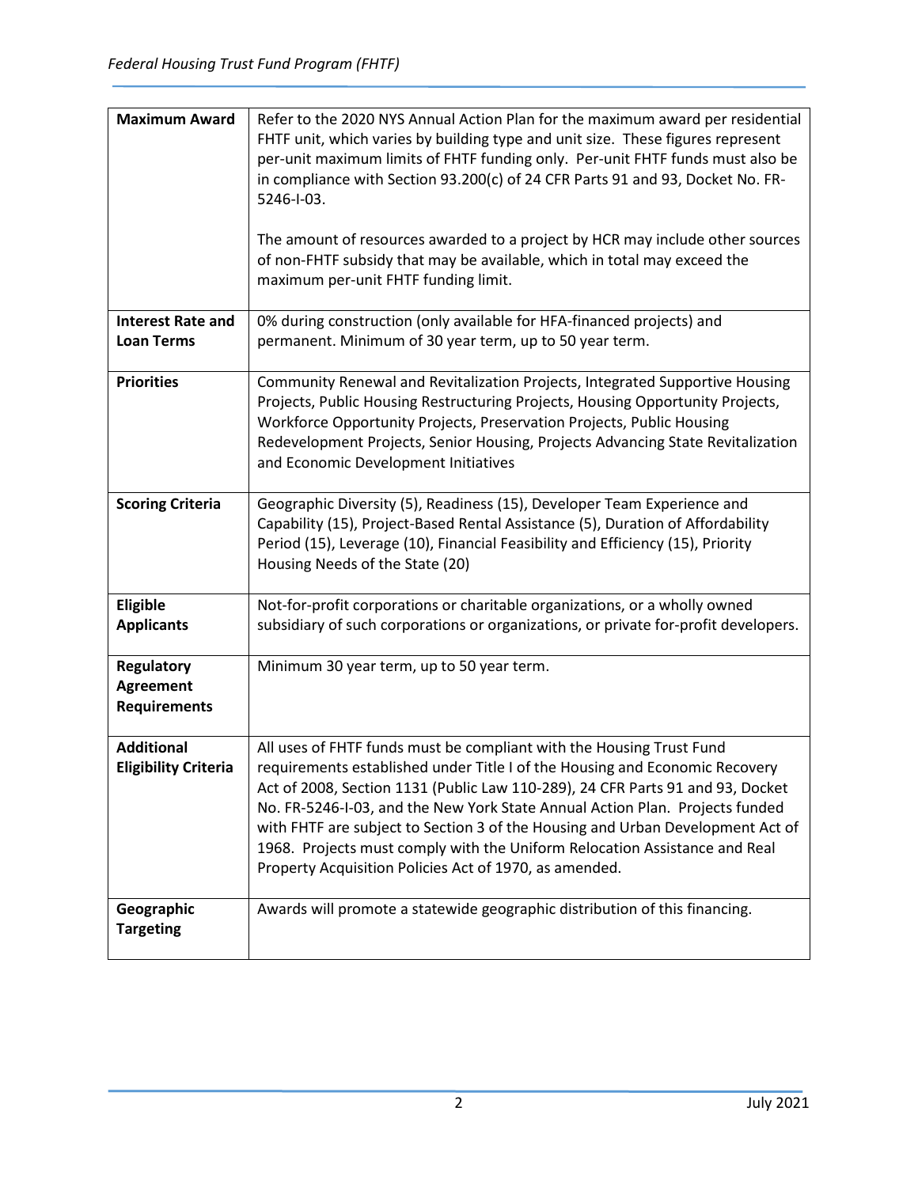| **Maximum Award** | Refer to the 2020 NYS Annual Action Plan for the maximum award per residential FHTF unit, which varies by building type and unit size. These figures represent per-unit maximum limits of FHTF funding only. Per-unit FHTF funds must also be in compliance with Section 93.200(c) of 24 CFR Parts 91 and 93, Docket No. FR-5246-I-03.<br><br>The amount of resources awarded to a project by HCR may include other sources of non-FHTF subsidy that may be available, which in total may exceed the maximum per-unit FHTF funding limit. |
|---|---|
| **Interest Rate and Loan Terms** | 0% during construction (only available for HFA-financed projects) and permanent. Minimum of 30 year term, up to 50 year term. |
| **Priorities** | Community Renewal and Revitalization Projects, Integrated Supportive Housing Projects, Public Housing Restructuring Projects, Housing Opportunity Projects, Workforce Opportunity Projects, Preservation Projects, Public Housing Redevelopment Projects, Senior Housing, Projects Advancing State Revitalization and Economic Development Initiatives |
| **Scoring Criteria** | Geographic Diversity (5), Readiness (15), Developer Team Experience and Capability (15), Project-Based Rental Assistance (5), Duration of Affordability Period (15), Leverage (10), Financial Feasibility and Efficiency (15), Priority Housing Needs of the State (20) |
| **Eligible Applicants** | Not-for-profit corporations or charitable organizations, or a wholly owned subsidiary of such corporations or organizations, or private for-profit developers. |
| **Regulatory Agreement Requirements** | Minimum 30 year term, up to 50 year term. |
| **Additional Eligibility Criteria** | All uses of FHTF funds must be compliant with the Housing Trust Fund requirements established under Title I of the Housing and Economic Recovery Act of 2008, Section 1131 (Public Law 110-289), 24 CFR Parts 91 and 93, Docket No. FR-5246-I-03, and the New York State Annual Action Plan. Projects funded with FHTF are subject to Section 3 of the Housing and Urban Development Act of 1968. Projects must comply with the Uniform Relocation Assistance and Real Property Acquisition Policies Act of 1970, as amended. |
| **Geographic Targeting** | Awards will promote a statewide geographic distribution of this financing. |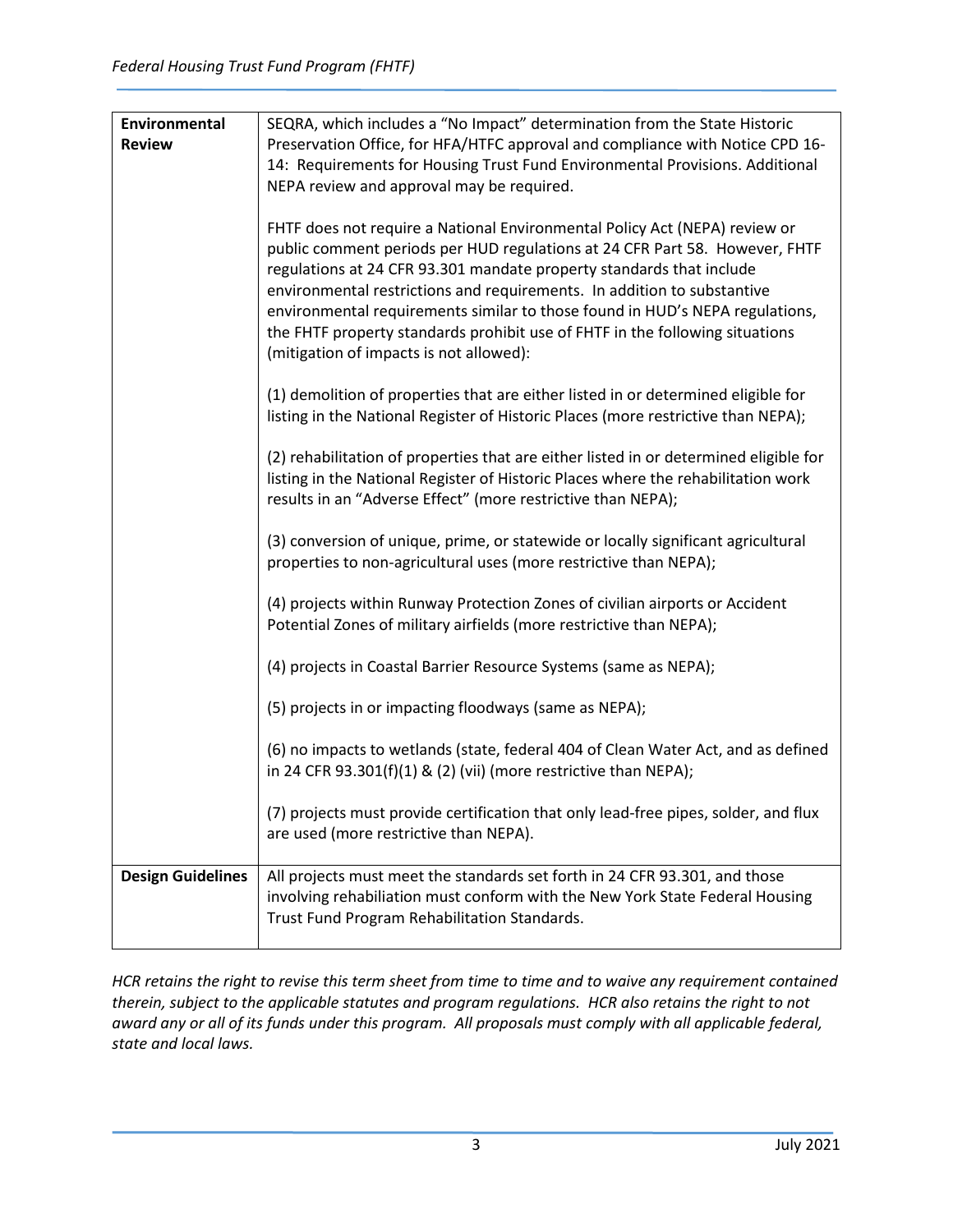| | |
|---|---|
| **Environmental Review** | SEQRA, which includes a "No Impact" determination from the State Historic Preservation Office, for HFA/HTFC approval and compliance with Notice CPD 16-14: Requirements for Housing Trust Fund Environmental Provisions. Additional NEPA review and approval may be required.<br><br>FHTF does not require a National Environmental Policy Act (NEPA) review or public comment periods per HUD regulations at 24 CFR Part 58. However, FHTF regulations at 24 CFR 93.301 mandate property standards that include environmental restrictions and requirements. In addition to substantive environmental requirements similar to those found in HUD's NEPA regulations, the FHTF property standards prohibit use of FHTF in the following situations (mitigation of impacts is not allowed):<br><br>(1) demolition of properties that are either listed in or determined eligible for listing in the National Register of Historic Places (more restrictive than NEPA);<br><br>(2) rehabilitation of properties that are either listed in or determined eligible for listing in the National Register of Historic Places where the rehabilitation work results in an "Adverse Effect" (more restrictive than NEPA);<br><br>(3) conversion of unique, prime, or statewide or locally significant agricultural properties to non-agricultural uses (more restrictive than NEPA);<br><br>(4) projects within Runway Protection Zones of civilian airports or Accident Potential Zones of military airfields (more restrictive than NEPA);<br><br>(4) projects in Coastal Barrier Resource Systems (same as NEPA);<br><br>(5) projects in or impacting floodways (same as NEPA);<br><br>(6) no impacts to wetlands (state, federal 404 of Clean Water Act, and as defined in 24 CFR 93.301(f)(1) & (2) (vii) (more restrictive than NEPA);<br><br>(7) projects must provide certification that only lead-free pipes, solder, and flux are used (more restrictive than NEPA). |
| **Design Guidelines** | All projects must meet the standards set forth in 24 CFR 93.301, and those involving rehabiliation must conform with the New York State Federal Housing Trust Fund Program Rehabilitation Standards. |

*HCR retains the right to revise this term sheet from time to time and to waive any requirement contained therein, subject to the applicable statutes and program regulations. HCR also retains the right to not award any or all of its funds under this program. All proposals must comply with all applicable federal, state and local laws.*